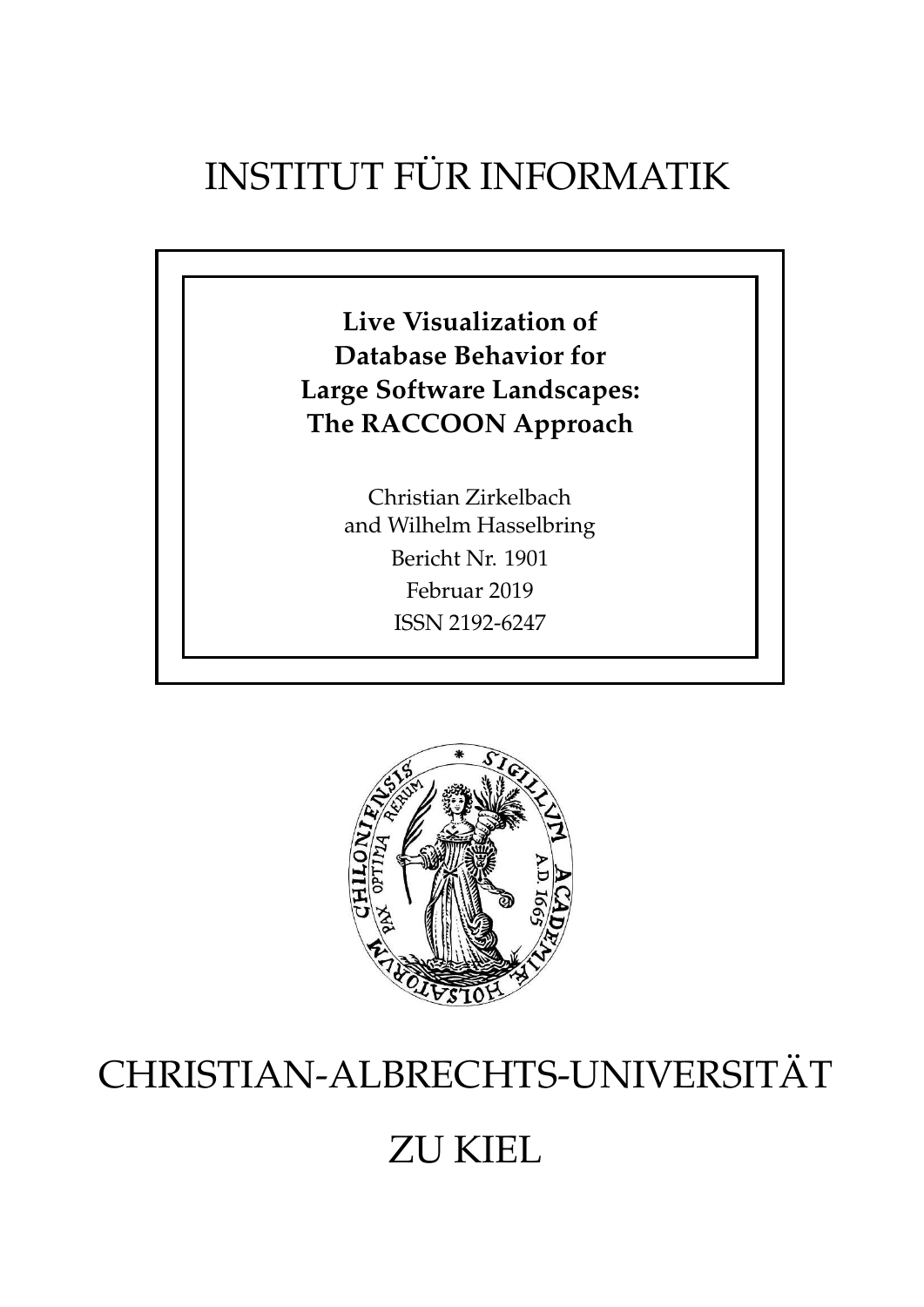# INSTITUT FÜR INFORMATIK

**Live Visualization of Database Behavior for Large Software Landscapes: The RACCOON Approach**

Christian Zirkelbach
and Wilhelm Hasselbring

Bericht Nr. 1901

Februar 2019

ISSN 2192-6247

# CHRISTIAN-ALBRECHTS-UNIVERSITÄT ZU KIEL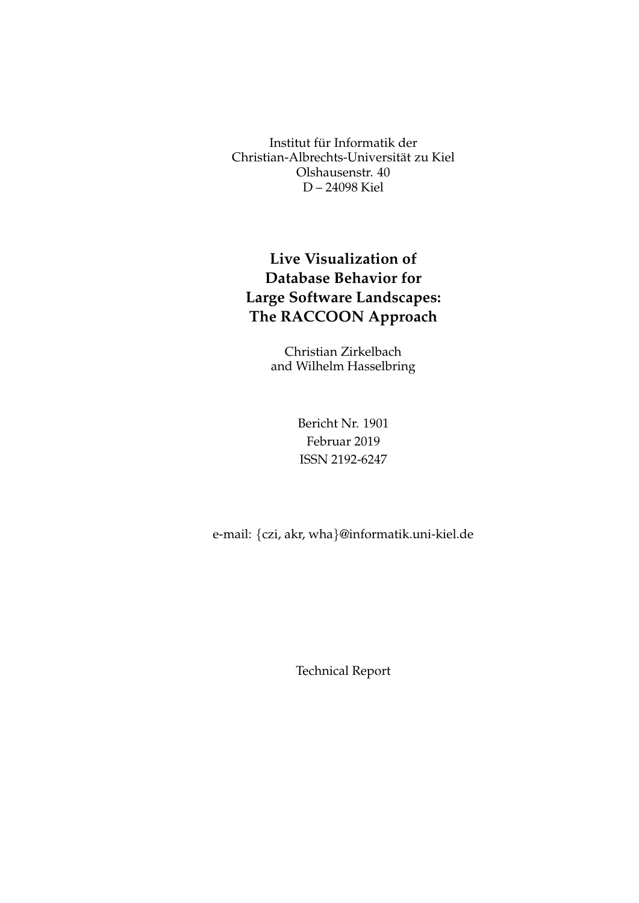Institut für Informatik der
Christian-Albrechts-Universität zu Kiel
Olshausenstr. 40
D – 24098 Kiel

# Live Visualization of Database Behavior for Large Software Landscapes: The RACCOON Approach

Christian Zirkelbach
and Wilhelm Hasselbring

Bericht Nr. 1901
Februar 2019
ISSN 2192-6247

e-mail: {czi, akr, wha}@informatik.uni-kiel.de

Technical Report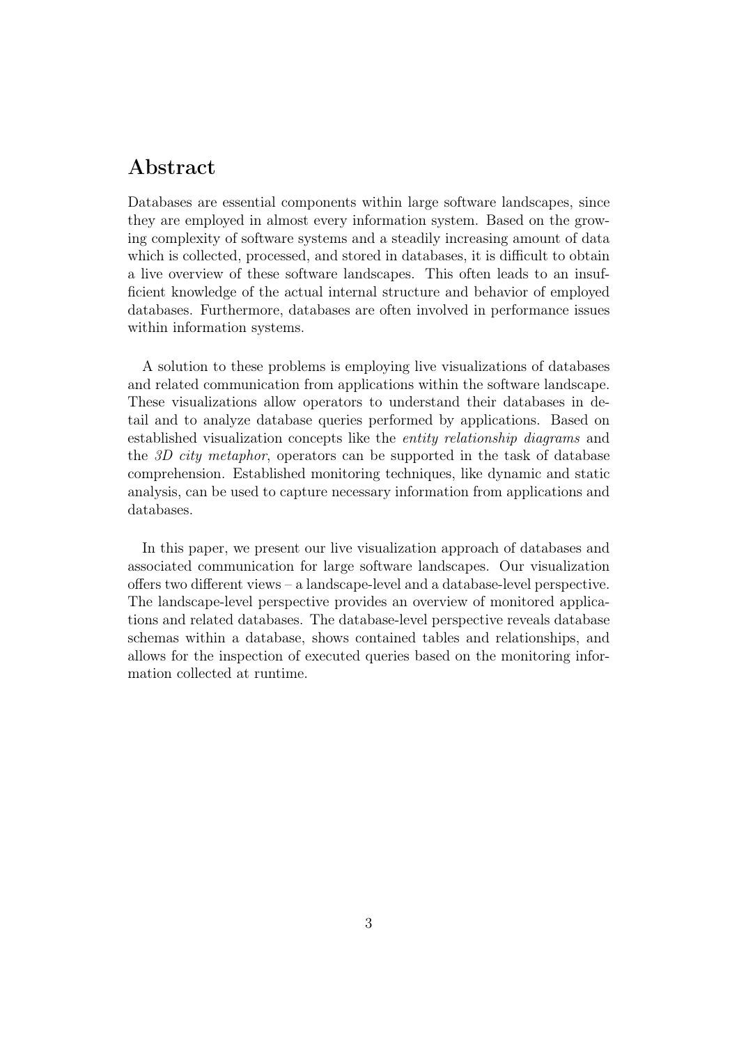# Abstract

Databases are essential components within large software landscapes, since they are employed in almost every information system. Based on the growing complexity of software systems and a steadily increasing amount of data which is collected, processed, and stored in databases, it is difficult to obtain a live overview of these software landscapes. This often leads to an insufficient knowledge of the actual internal structure and behavior of employed databases. Furthermore, databases are often involved in performance issues within information systems.

A solution to these problems is employing live visualizations of databases and related communication from applications within the software landscape. These visualizations allow operators to understand their databases in detail and to analyze database queries performed by applications. Based on established visualization concepts like the *entity relationship diagrams* and the *3D city metaphor*, operators can be supported in the task of database comprehension. Established monitoring techniques, like dynamic and static analysis, can be used to capture necessary information from applications and databases.

In this paper, we present our live visualization approach of databases and associated communication for large software landscapes. Our visualization offers two different views – a landscape-level and a database-level perspective. The landscape-level perspective provides an overview of monitored applications and related databases. The database-level perspective reveals database schemas within a database, shows contained tables and relationships, and allows for the inspection of executed queries based on the monitoring information collected at runtime.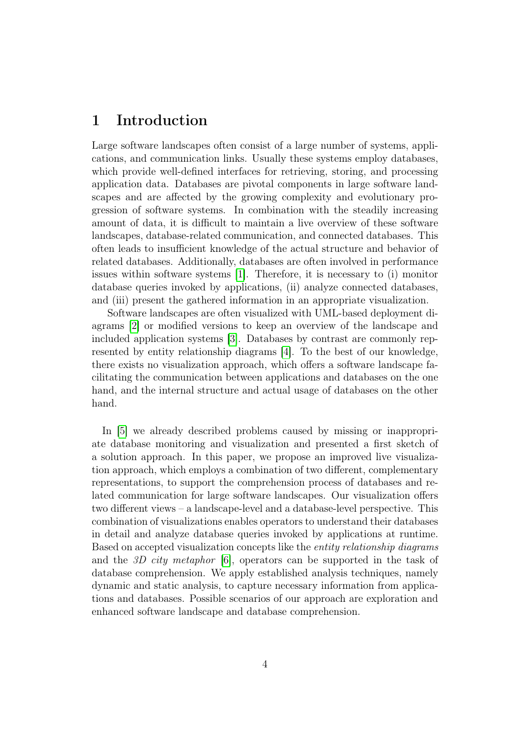# 1 Introduction

Large software landscapes often consist of a large number of systems, applications, and communication links. Usually these systems employ databases, which provide well-defined interfaces for retrieving, storing, and processing application data. Databases are pivotal components in large software landscapes and are affected by the growing complexity and evolutionary progression of software systems. In combination with the steadily increasing amount of data, it is difficult to maintain a live overview of these software landscapes, database-related communication, and connected databases. This often leads to insufficient knowledge of the actual structure and behavior of related databases. Additionally, databases are often involved in performance issues within software systems [1]. Therefore, it is necessary to (i) monitor database queries invoked by applications, (ii) analyze connected databases, and (iii) present the gathered information in an appropriate visualization.

Software landscapes are often visualized with UML-based deployment diagrams [2] or modified versions to keep an overview of the landscape and included application systems [3]. Databases by contrast are commonly represented by entity relationship diagrams [4]. To the best of our knowledge, there exists no visualization approach, which offers a software landscape facilitating the communication between applications and databases on the one hand, and the internal structure and actual usage of databases on the other hand.

In [5] we already described problems caused by missing or inappropriate database monitoring and visualization and presented a first sketch of a solution approach. In this paper, we propose an improved live visualization approach, which employs a combination of two different, complementary representations, to support the comprehension process of databases and related communication for large software landscapes. Our visualization offers two different views – a landscape-level and a database-level perspective. This combination of visualizations enables operators to understand their databases in detail and analyze database queries invoked by applications at runtime. Based on accepted visualization concepts like the *entity relationship diagrams* and the *3D city metaphor* [6], operators can be supported in the task of database comprehension. We apply established analysis techniques, namely dynamic and static analysis, to capture necessary information from applications and databases. Possible scenarios of our approach are exploration and enhanced software landscape and database comprehension.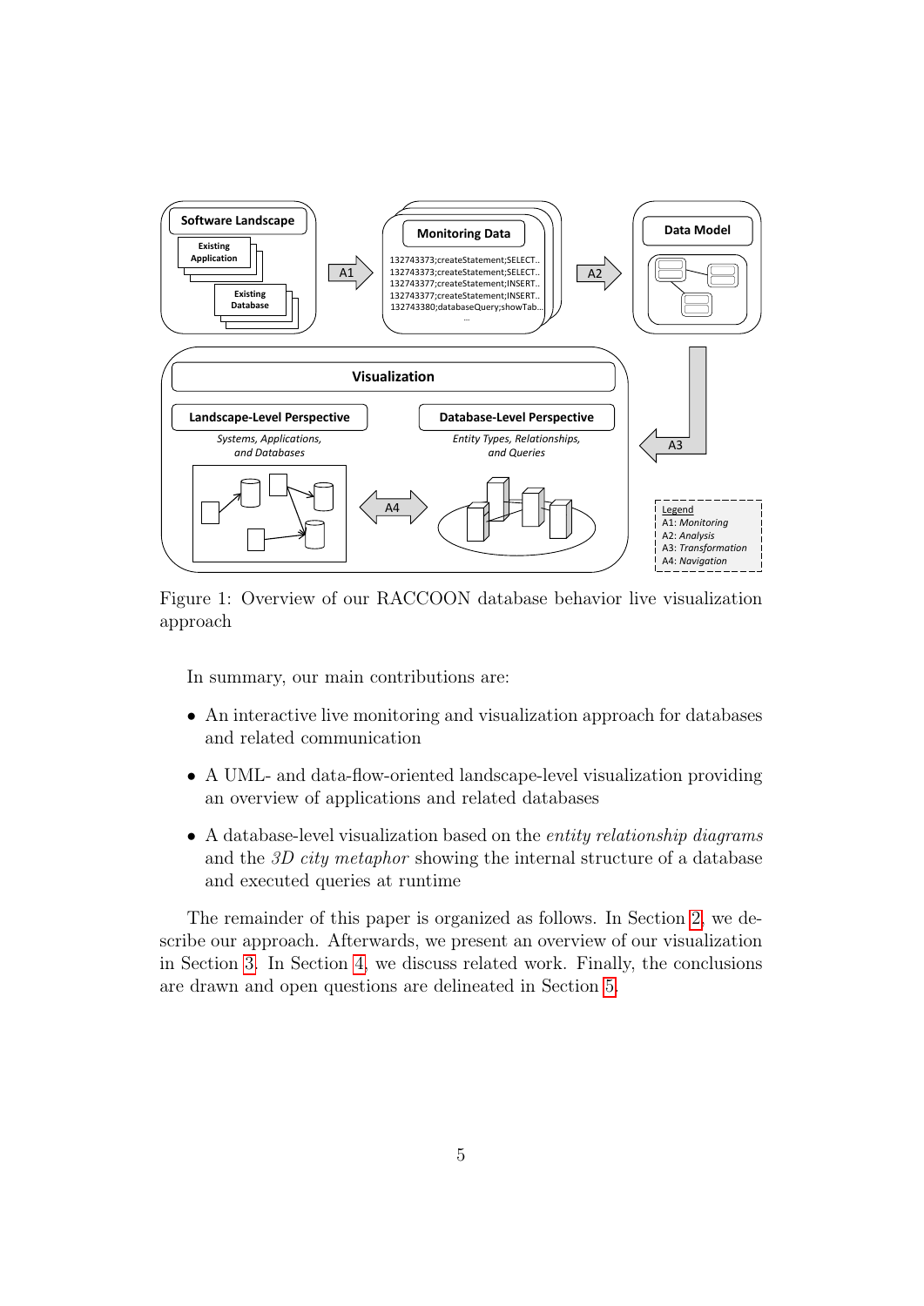Software Landscape
Existing Application
Existing Database
A1
Monitoring Data
132743373;createStatement;SELECT..
132743373;createStatement;SELECT..
132743377;createStatement;INSERT..
132743377;createStatement;INSERT..
132743380;databaseQuery;showTab...
...
A2
Data Model
A3
Visualization
Landscape-Level Perspective
Systems, Applications, and Databases
A4
Database-Level Perspective
Entity Types, Relationships, and Queries
Legend
A1: Monitoring
A2: Analysis
A3: Transformation
A4: Navigation

Figure 1: Overview of our RACCOON database behavior live visualization approach

In summary, our main contributions are:

- An interactive live monitoring and visualization approach for databases and related communication
- A UML- and data-flow-oriented landscape-level visualization providing an overview of applications and related databases
- A database-level visualization based on the *entity relationship diagrams* and the *3D city metaphor* showing the internal structure of a database and executed queries at runtime

The remainder of this paper is organized as follows. In Section 2, we describe our approach. Afterwards, we present an overview of our visualization in Section 3. In Section 4, we discuss related work. Finally, the conclusions are drawn and open questions are delineated in Section 5.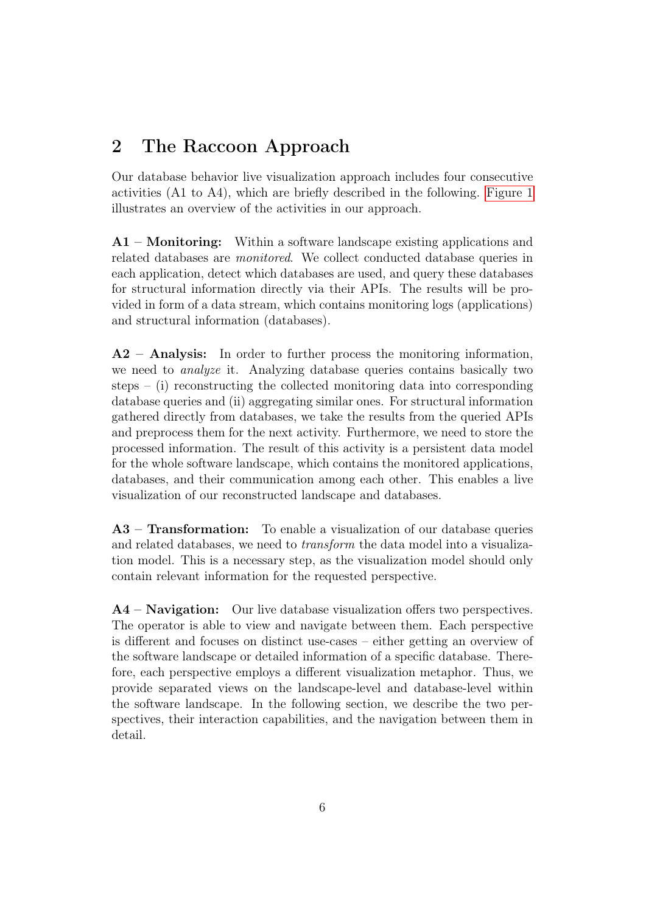## 2 The Raccoon Approach

Our database behavior live visualization approach includes four consecutive activities (A1 to A4), which are briefly described in the following. Figure 1 illustrates an overview of the activities in our approach.

**A1 – Monitoring:** Within a software landscape existing applications and related databases are *monitored*. We collect conducted database queries in each application, detect which databases are used, and query these databases for structural information directly via their APIs. The results will be provided in form of a data stream, which contains monitoring logs (applications) and structural information (databases).

**A2 – Analysis:** In order to further process the monitoring information, we need to *analyze* it. Analyzing database queries contains basically two steps – (i) reconstructing the collected monitoring data into corresponding database queries and (ii) aggregating similar ones. For structural information gathered directly from databases, we take the results from the queried APIs and preprocess them for the next activity. Furthermore, we need to store the processed information. The result of this activity is a persistent data model for the whole software landscape, which contains the monitored applications, databases, and their communication among each other. This enables a live visualization of our reconstructed landscape and databases.

**A3 – Transformation:** To enable a visualization of our database queries and related databases, we need to *transform* the data model into a visualization model. This is a necessary step, as the visualization model should only contain relevant information for the requested perspective.

**A4 – Navigation:** Our live database visualization offers two perspectives. The operator is able to view and navigate between them. Each perspective is different and focuses on distinct use-cases – either getting an overview of the software landscape or detailed information of a specific database. Therefore, each perspective employs a different visualization metaphor. Thus, we provide separated views on the landscape-level and database-level within the software landscape. In the following section, we describe the two perspectives, their interaction capabilities, and the navigation between them in detail.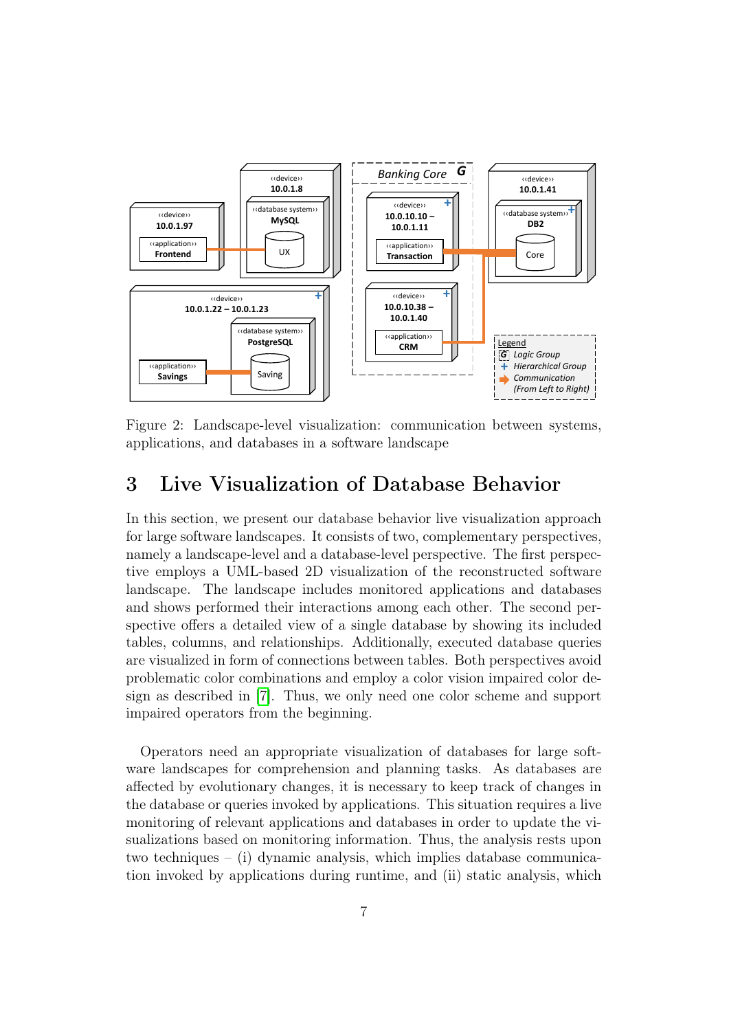‹‹device››
10.0.1.97
‹‹application››
Frontend

‹‹device››
10.0.1.8
‹‹database system››
MySQL
UX

Banking Core G

‹‹device››
10.0.10.10 –
10.0.1.11
‹‹application››
Transaction

‹‹device››
10.0.10.38 –
10.0.1.40
‹‹application››
CRM

‹‹device››
10.0.1.41
‹‹database system››
DB2
Core

‹‹device››
10.0.1.22 – 10.0.1.23
‹‹database system››
PostgreSQL
Saving
‹‹application››
Savings

Legend
G Logic Group
+ Hierarchical Group
Communication
(From Left to Right)

Figure 2: Landscape-level visualization: communication between systems, applications, and databases in a software landscape

## 3 Live Visualization of Database Behavior

In this section, we present our database behavior live visualization approach for large software landscapes. It consists of two, complementary perspectives, namely a landscape-level and a database-level perspective. The first perspective employs a UML-based 2D visualization of the reconstructed software landscape. The landscape includes monitored applications and databases and shows performed their interactions among each other. The second perspective offers a detailed view of a single database by showing its included tables, columns, and relationships. Additionally, executed database queries are visualized in form of connections between tables. Both perspectives avoid problematic color combinations and employ a color vision impaired color design as described in [7]. Thus, we only need one color scheme and support impaired operators from the beginning.

Operators need an appropriate visualization of databases for large software landscapes for comprehension and planning tasks. As databases are affected by evolutionary changes, it is necessary to keep track of changes in the database or queries invoked by applications. This situation requires a live monitoring of relevant applications and databases in order to update the visualizations based on monitoring information. Thus, the analysis rests upon two techniques – (i) dynamic analysis, which implies database communication invoked by applications during runtime, and (ii) static analysis, which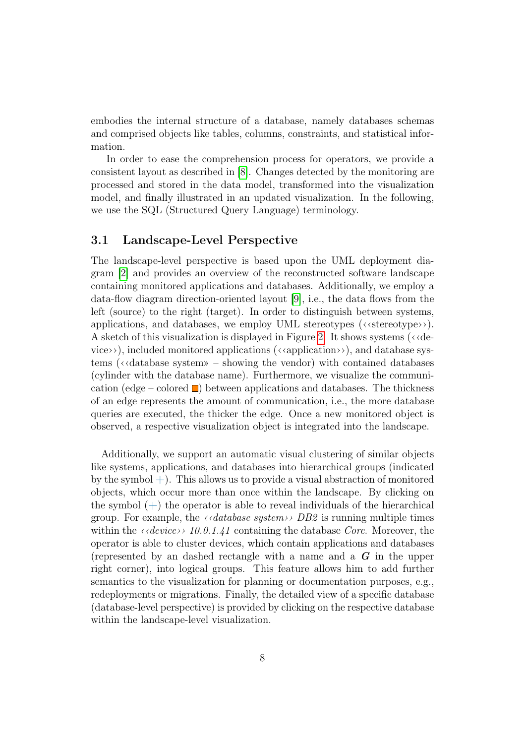embodies the internal structure of a database, namely databases schemas and comprised objects like tables, columns, constraints, and statistical information.

In order to ease the comprehension process for operators, we provide a consistent layout as described in [8]. Changes detected by the monitoring are processed and stored in the data model, transformed into the visualization model, and finally illustrated in an updated visualization. In the following, we use the SQL (Structured Query Language) terminology.

### 3.1 Landscape-Level Perspective

The landscape-level perspective is based upon the UML deployment diagram [2] and provides an overview of the reconstructed software landscape containing monitored applications and databases. Additionally, we employ a data-flow diagram direction-oriented layout [9], i.e., the data flows from the left (source) to the right (target). In order to distinguish between systems, applications, and databases, we employ UML stereotypes (‹‹stereotype››). A sketch of this visualization is displayed in Figure 2. It shows systems (‹‹device››), included monitored applications (‹‹application››), and database systems (‹‹database system» – showing the vendor) with contained databases (cylinder with the database name). Furthermore, we visualize the communication (edge – colored ■) between applications and databases. The thickness of an edge represents the amount of communication, i.e., the more database queries are executed, the thicker the edge. Once a new monitored object is observed, a respective visualization object is integrated into the landscape.

Additionally, we support an automatic visual clustering of similar objects like systems, applications, and databases into hierarchical groups (indicated by the symbol +). This allows us to provide a visual abstraction of monitored objects, which occur more than once within the landscape. By clicking on the symbol (+) the operator is able to reveal individuals of the hierarchical group. For example, the *‹‹database system›› DB2* is running multiple times within the *‹‹device›› 10.0.1.41* containing the database *Core*. Moreover, the operator is able to cluster devices, which contain applications and databases (represented by an dashed rectangle with a name and a ***G*** in the upper right corner), into logical groups. This feature allows him to add further semantics to the visualization for planning or documentation purposes, e.g., redeployments or migrations. Finally, the detailed view of a specific database (database-level perspective) is provided by clicking on the respective database within the landscape-level visualization.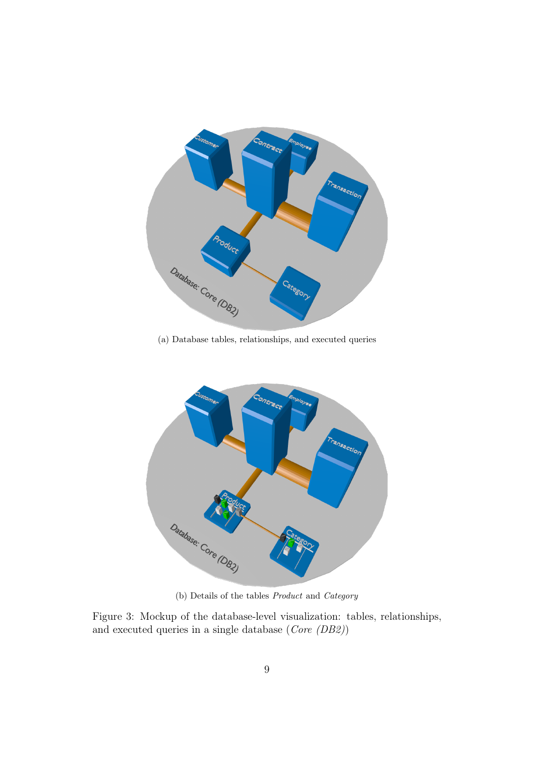(a) Database tables, relationships, and executed queries

(b) Details of the tables *Product* and *Category*

Figure 3: Mockup of the database-level visualization: tables, relationships, and executed queries in a single database (*Core (DB2)*)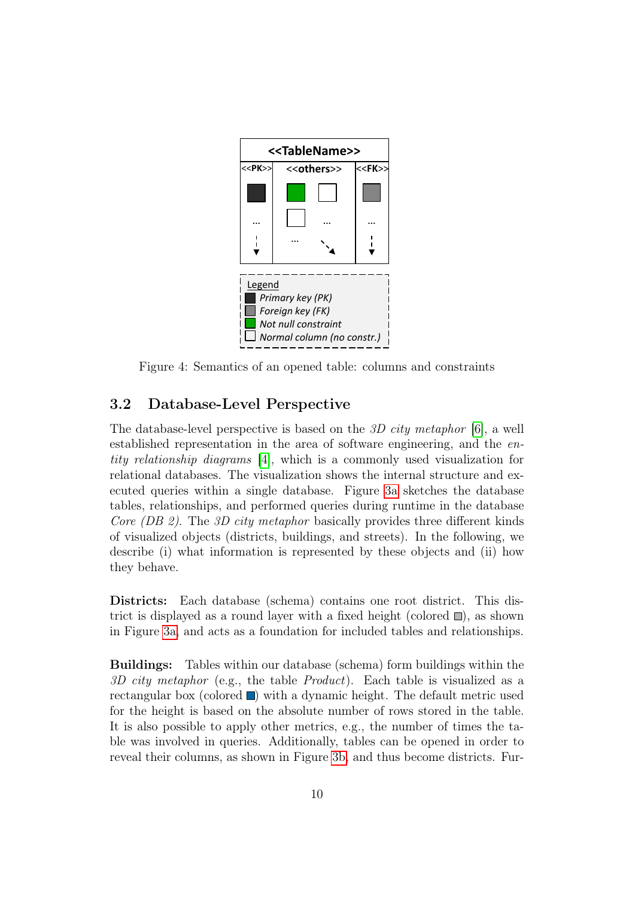<<TableName>>

<<PK>> <<others>> <<FK>>

Legend
Primary key (PK)
Foreign key (FK)
Not null constraint
Normal column (no constr.)

Figure 4: Semantics of an opened table: columns and constraints

## 3.2 Database-Level Perspective

The database-level perspective is based on the *3D city metaphor* [6], a well established representation in the area of software engineering, and the *entity relationship diagrams* [4], which is a commonly used visualization for relational databases. The visualization shows the internal structure and executed queries within a single database. Figure 3a sketches the database tables, relationships, and performed queries during runtime in the database *Core (DB 2)*. The *3D city metaphor* basically provides three different kinds of visualized objects (districts, buildings, and streets). In the following, we describe (i) what information is represented by these objects and (ii) how they behave.

**Districts:** Each database (schema) contains one root district. This district is displayed as a round layer with a fixed height (colored ■), as shown in Figure 3a, and acts as a foundation for included tables and relationships.

**Buildings:** Tables within our database (schema) form buildings within the *3D city metaphor* (e.g., the table *Product*). Each table is visualized as a rectangular box (colored ■) with a dynamic height. The default metric used for the height is based on the absolute number of rows stored in the table. It is also possible to apply other metrics, e.g., the number of times the table was involved in queries. Additionally, tables can be opened in order to reveal their columns, as shown in Figure 3b, and thus become districts. Fur-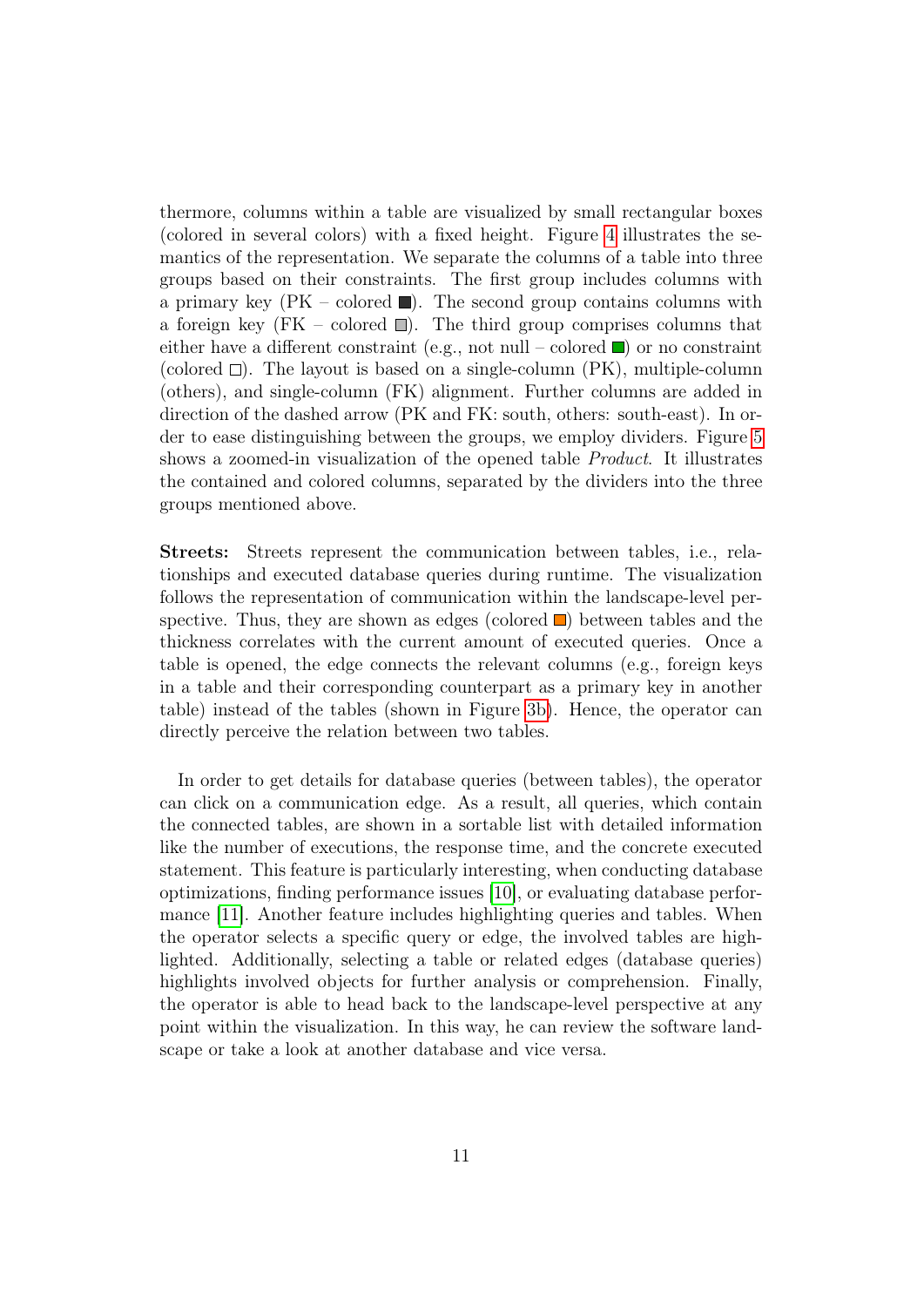thermore, columns within a table are visualized by small rectangular boxes (colored in several colors) with a fixed height. Figure 4 illustrates the semantics of the representation. We separate the columns of a table into three groups based on their constraints. The first group includes columns with a primary key (PK – colored ■). The second group contains columns with a foreign key (FK – colored ■). The third group comprises columns that either have a different constraint (e.g., not null – colored ■) or no constraint (colored □). The layout is based on a single-column (PK), multiple-column (others), and single-column (FK) alignment. Further columns are added in direction of the dashed arrow (PK and FK: south, others: south-east). In order to ease distinguishing between the groups, we employ dividers. Figure 5 shows a zoomed-in visualization of the opened table *Product*. It illustrates the contained and colored columns, separated by the dividers into the three groups mentioned above.

**Streets:** Streets represent the communication between tables, i.e., relationships and executed database queries during runtime. The visualization follows the representation of communication within the landscape-level perspective. Thus, they are shown as edges (colored ■) between tables and the thickness correlates with the current amount of executed queries. Once a table is opened, the edge connects the relevant columns (e.g., foreign keys in a table and their corresponding counterpart as a primary key in another table) instead of the tables (shown in Figure 3b). Hence, the operator can directly perceive the relation between two tables.

In order to get details for database queries (between tables), the operator can click on a communication edge. As a result, all queries, which contain the connected tables, are shown in a sortable list with detailed information like the number of executions, the response time, and the concrete executed statement. This feature is particularly interesting, when conducting database optimizations, finding performance issues [10], or evaluating database performance [11]. Another feature includes highlighting queries and tables. When the operator selects a specific query or edge, the involved tables are highlighted. Additionally, selecting a table or related edges (database queries) highlights involved objects for further analysis or comprehension. Finally, the operator is able to head back to the landscape-level perspective at any point within the visualization. In this way, he can review the software landscape or take a look at another database and vice versa.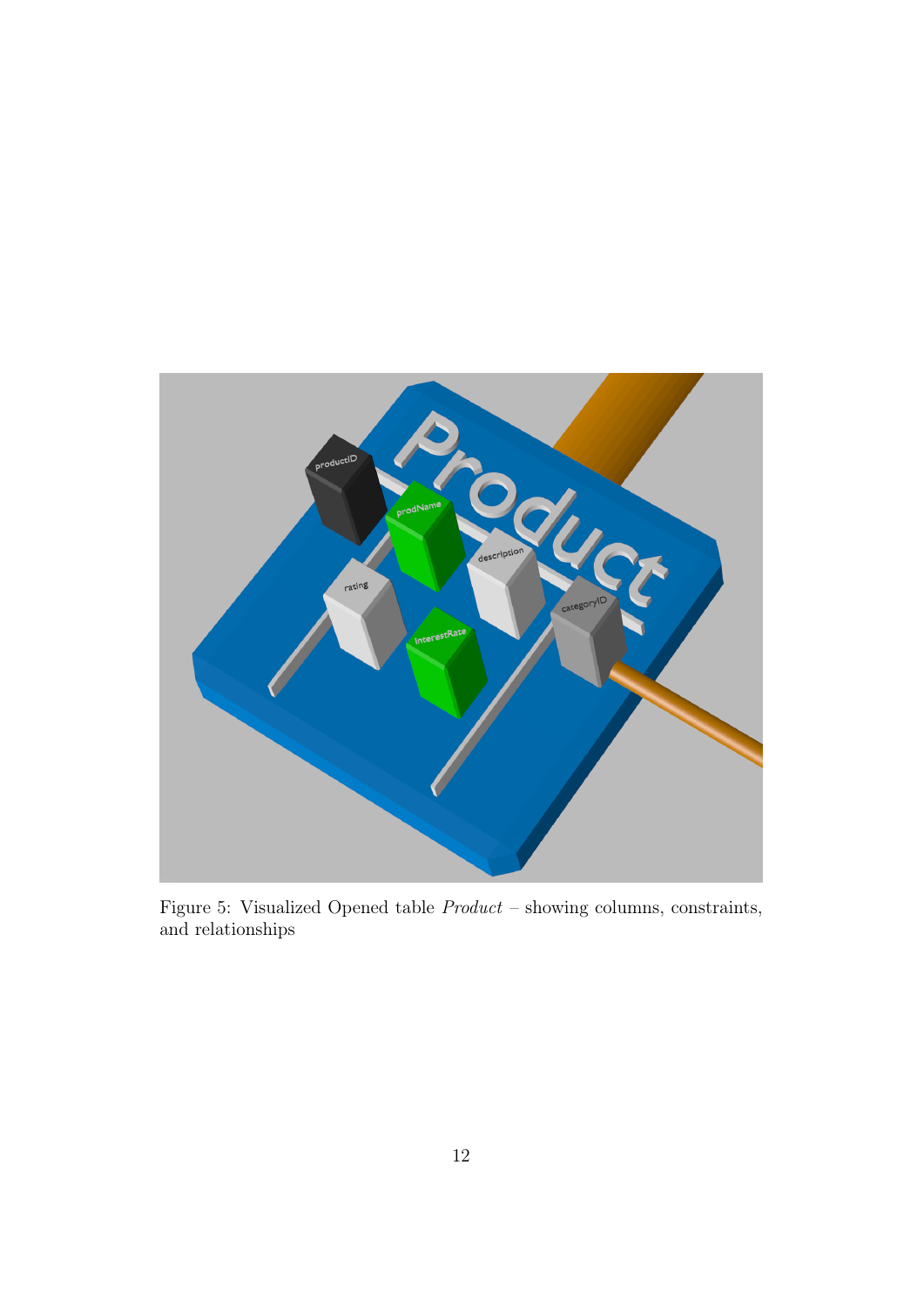Product

productID

prodName

description

rating

interestRate

categoryID

Figure 5: Visualized Opened table *Product* – showing columns, constraints, and relationships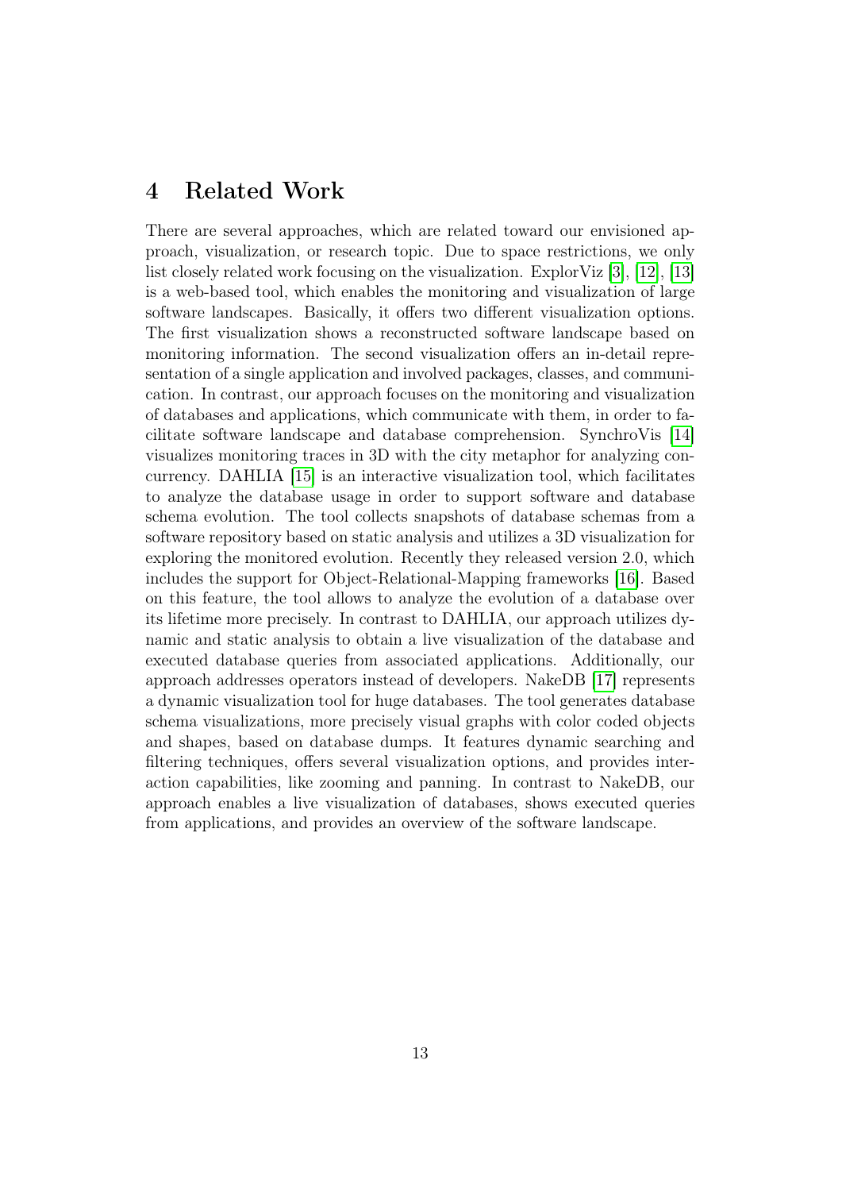## 4 Related Work

There are several approaches, which are related toward our envisioned approach, visualization, or research topic. Due to space restrictions, we only list closely related work focusing on the visualization. ExplorViz [3], [12], [13] is a web-based tool, which enables the monitoring and visualization of large software landscapes. Basically, it offers two different visualization options. The first visualization shows a reconstructed software landscape based on monitoring information. The second visualization offers an in-detail representation of a single application and involved packages, classes, and communication. In contrast, our approach focuses on the monitoring and visualization of databases and applications, which communicate with them, in order to facilitate software landscape and database comprehension. SynchroVis [14] visualizes monitoring traces in 3D with the city metaphor for analyzing concurrency. DAHLIA [15] is an interactive visualization tool, which facilitates to analyze the database usage in order to support software and database schema evolution. The tool collects snapshots of database schemas from a software repository based on static analysis and utilizes a 3D visualization for exploring the monitored evolution. Recently they released version 2.0, which includes the support for Object-Relational-Mapping frameworks [16]. Based on this feature, the tool allows to analyze the evolution of a database over its lifetime more precisely. In contrast to DAHLIA, our approach utilizes dynamic and static analysis to obtain a live visualization of the database and executed database queries from associated applications. Additionally, our approach addresses operators instead of developers. NakeDB [17] represents a dynamic visualization tool for huge databases. The tool generates database schema visualizations, more precisely visual graphs with color coded objects and shapes, based on database dumps. It features dynamic searching and filtering techniques, offers several visualization options, and provides interaction capabilities, like zooming and panning. In contrast to NakeDB, our approach enables a live visualization of databases, shows executed queries from applications, and provides an overview of the software landscape.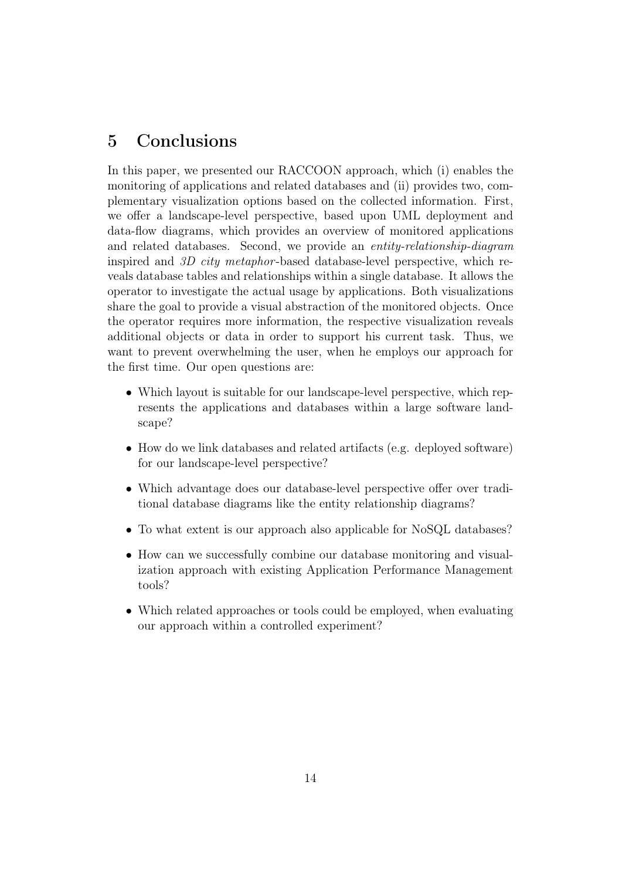## 5 Conclusions

In this paper, we presented our RACCOON approach, which (i) enables the monitoring of applications and related databases and (ii) provides two, complementary visualization options based on the collected information. First, we offer a landscape-level perspective, based upon UML deployment and data-flow diagrams, which provides an overview of monitored applications and related databases. Second, we provide an *entity-relationship-diagram* inspired and *3D city metaphor*-based database-level perspective, which reveals database tables and relationships within a single database. It allows the operator to investigate the actual usage by applications. Both visualizations share the goal to provide a visual abstraction of the monitored objects. Once the operator requires more information, the respective visualization reveals additional objects or data in order to support his current task. Thus, we want to prevent overwhelming the user, when he employs our approach for the first time. Our open questions are:

- Which layout is suitable for our landscape-level perspective, which represents the applications and databases within a large software landscape?
- How do we link databases and related artifacts (e.g. deployed software) for our landscape-level perspective?
- Which advantage does our database-level perspective offer over traditional database diagrams like the entity relationship diagrams?
- To what extent is our approach also applicable for NoSQL databases?
- How can we successfully combine our database monitoring and visualization approach with existing Application Performance Management tools?
- Which related approaches or tools could be employed, when evaluating our approach within a controlled experiment?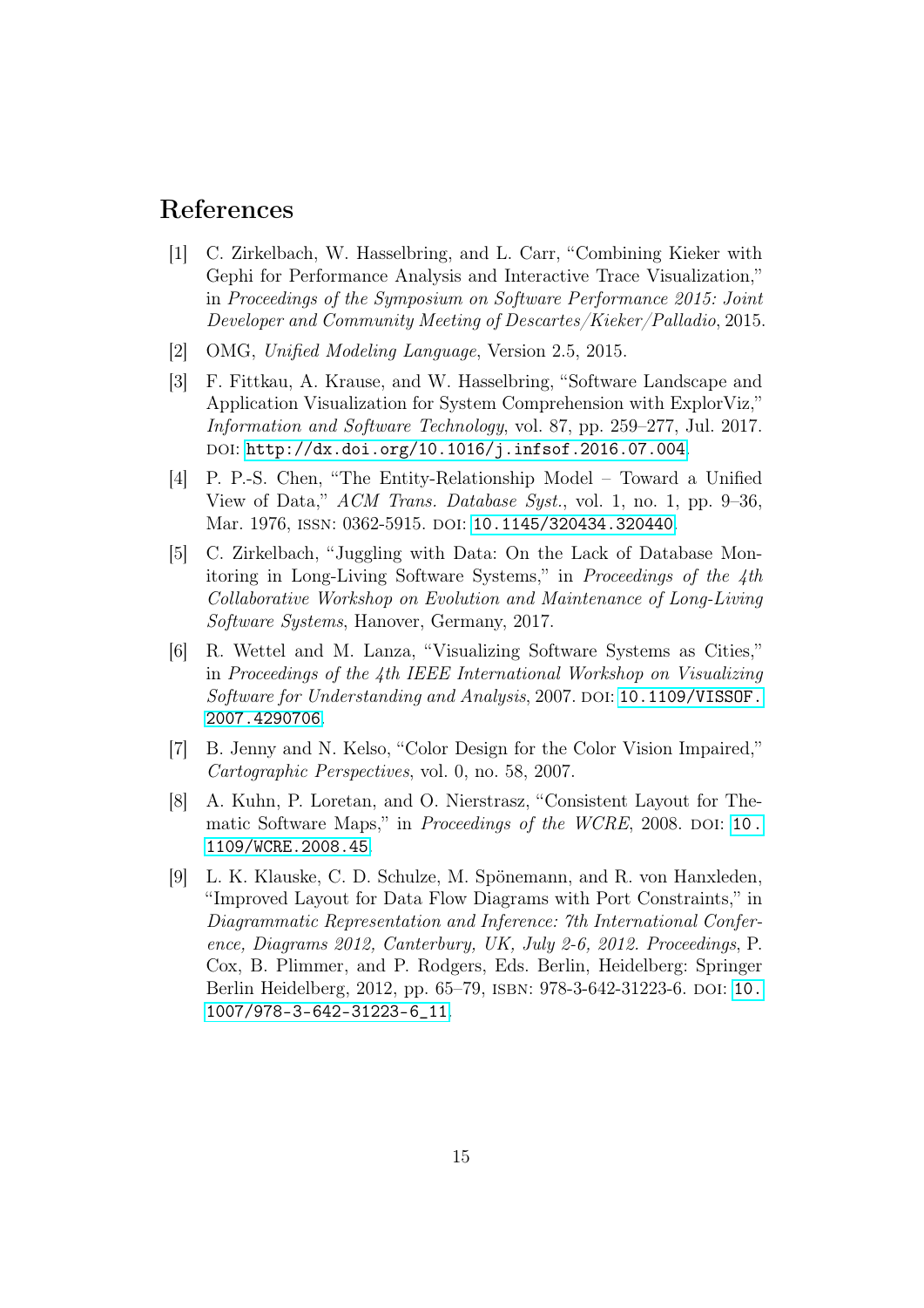# References

[1] C. Zirkelbach, W. Hasselbring, and L. Carr, "Combining Kieker with Gephi for Performance Analysis and Interactive Trace Visualization," in *Proceedings of the Symposium on Software Performance 2015: Joint Developer and Community Meeting of Descartes/Kieker/Palladio*, 2015.

[2] OMG, *Unified Modeling Language*, Version 2.5, 2015.

[3] F. Fittkau, A. Krause, and W. Hasselbring, "Software Landscape and Application Visualization for System Comprehension with ExplorViz," *Information and Software Technology*, vol. 87, pp. 259–277, Jul. 2017. DOI: http://dx.doi.org/10.1016/j.infsof.2016.07.004.

[4] P. P.-S. Chen, "The Entity-Relationship Model – Toward a Unified View of Data," *ACM Trans. Database Syst.*, vol. 1, no. 1, pp. 9–36, Mar. 1976, ISSN: 0362-5915. DOI: 10.1145/320434.320440.

[5] C. Zirkelbach, "Juggling with Data: On the Lack of Database Monitoring in Long-Living Software Systems," in *Proceedings of the 4th Collaborative Workshop on Evolution and Maintenance of Long-Living Software Systems*, Hanover, Germany, 2017.

[6] R. Wettel and M. Lanza, "Visualizing Software Systems as Cities," in *Proceedings of the 4th IEEE International Workshop on Visualizing Software for Understanding and Analysis*, 2007. DOI: 10.1109/VISSOF.2007.4290706.

[7] B. Jenny and N. Kelso, "Color Design for the Color Vision Impaired," *Cartographic Perspectives*, vol. 0, no. 58, 2007.

[8] A. Kuhn, P. Loretan, and O. Nierstrasz, "Consistent Layout for Thematic Software Maps," in *Proceedings of the WCRE*, 2008. DOI: 10.1109/WCRE.2008.45.

[9] L. K. Klauske, C. D. Schulze, M. Spönemann, and R. von Hanxleden, "Improved Layout for Data Flow Diagrams with Port Constraints," in *Diagrammatic Representation and Inference: 7th International Conference, Diagrams 2012, Canterbury, UK, July 2-6, 2012. Proceedings*, P. Cox, B. Plimmer, and P. Rodgers, Eds. Berlin, Heidelberg: Springer Berlin Heidelberg, 2012, pp. 65–79, ISBN: 978-3-642-31223-6. DOI: 10.1007/978-3-642-31223-6_11.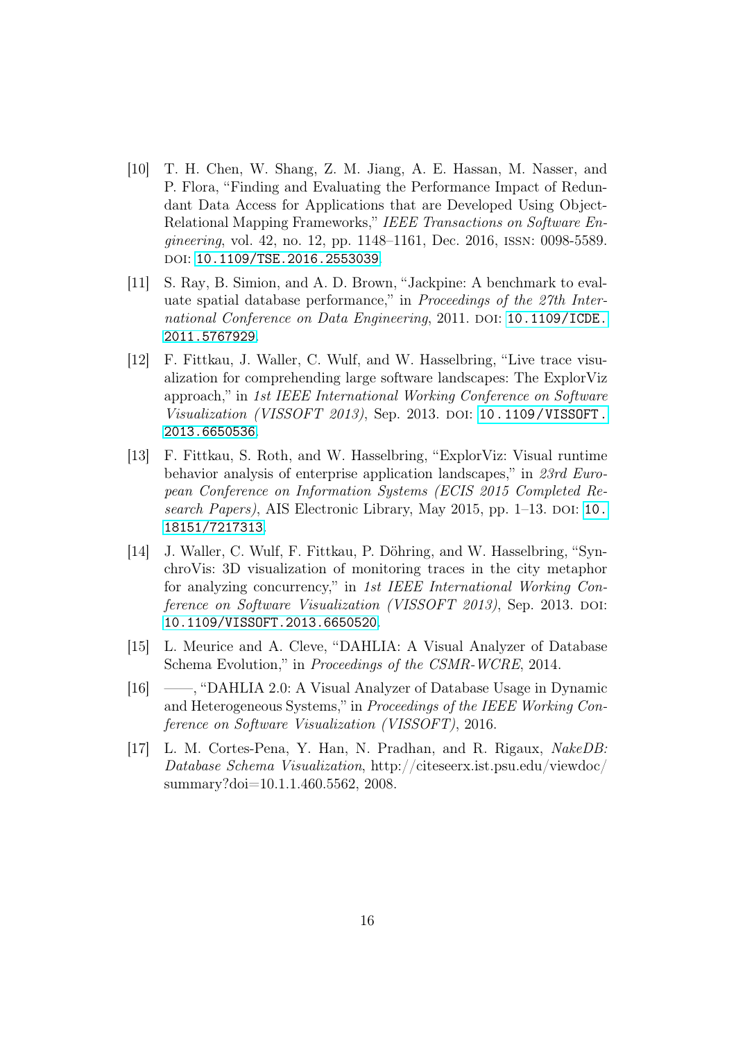[10] T. H. Chen, W. Shang, Z. M. Jiang, A. E. Hassan, M. Nasser, and P. Flora, "Finding and Evaluating the Performance Impact of Redundant Data Access for Applications that are Developed Using Object-Relational Mapping Frameworks," *IEEE Transactions on Software Engineering*, vol. 42, no. 12, pp. 1148–1161, Dec. 2016, ISSN: 0098-5589. DOI: 10.1109/TSE.2016.2553039.

[11] S. Ray, B. Simion, and A. D. Brown, "Jackpine: A benchmark to evaluate spatial database performance," in *Proceedings of the 27th International Conference on Data Engineering*, 2011. DOI: 10.1109/ICDE.2011.5767929.

[12] F. Fittkau, J. Waller, C. Wulf, and W. Hasselbring, "Live trace visualization for comprehending large software landscapes: The ExplorViz approach," in *1st IEEE International Working Conference on Software Visualization (VISSOFT 2013)*, Sep. 2013. DOI: 10.1109/VISSOFT.2013.6650536.

[13] F. Fittkau, S. Roth, and W. Hasselbring, "ExplorViz: Visual runtime behavior analysis of enterprise application landscapes," in *23rd European Conference on Information Systems (ECIS 2015 Completed Research Papers)*, AIS Electronic Library, May 2015, pp. 1–13. DOI: 10.18151/7217313.

[14] J. Waller, C. Wulf, F. Fittkau, P. Döhring, and W. Hasselbring, "SynchroVis: 3D visualization of monitoring traces in the city metaphor for analyzing concurrency," in *1st IEEE International Working Conference on Software Visualization (VISSOFT 2013)*, Sep. 2013. DOI: 10.1109/VISSOFT.2013.6650520.

[15] L. Meurice and A. Cleve, "DAHLIA: A Visual Analyzer of Database Schema Evolution," in *Proceedings of the CSMR-WCRE*, 2014.

[16] ——, "DAHLIA 2.0: A Visual Analyzer of Database Usage in Dynamic and Heterogeneous Systems," in *Proceedings of the IEEE Working Conference on Software Visualization (VISSOFT)*, 2016.

[17] L. M. Cortes-Pena, Y. Han, N. Pradhan, and R. Rigaux, *NakeDB: Database Schema Visualization*, http://citeseerx.ist.psu.edu/viewdoc/summary?doi=10.1.1.460.5562, 2008.